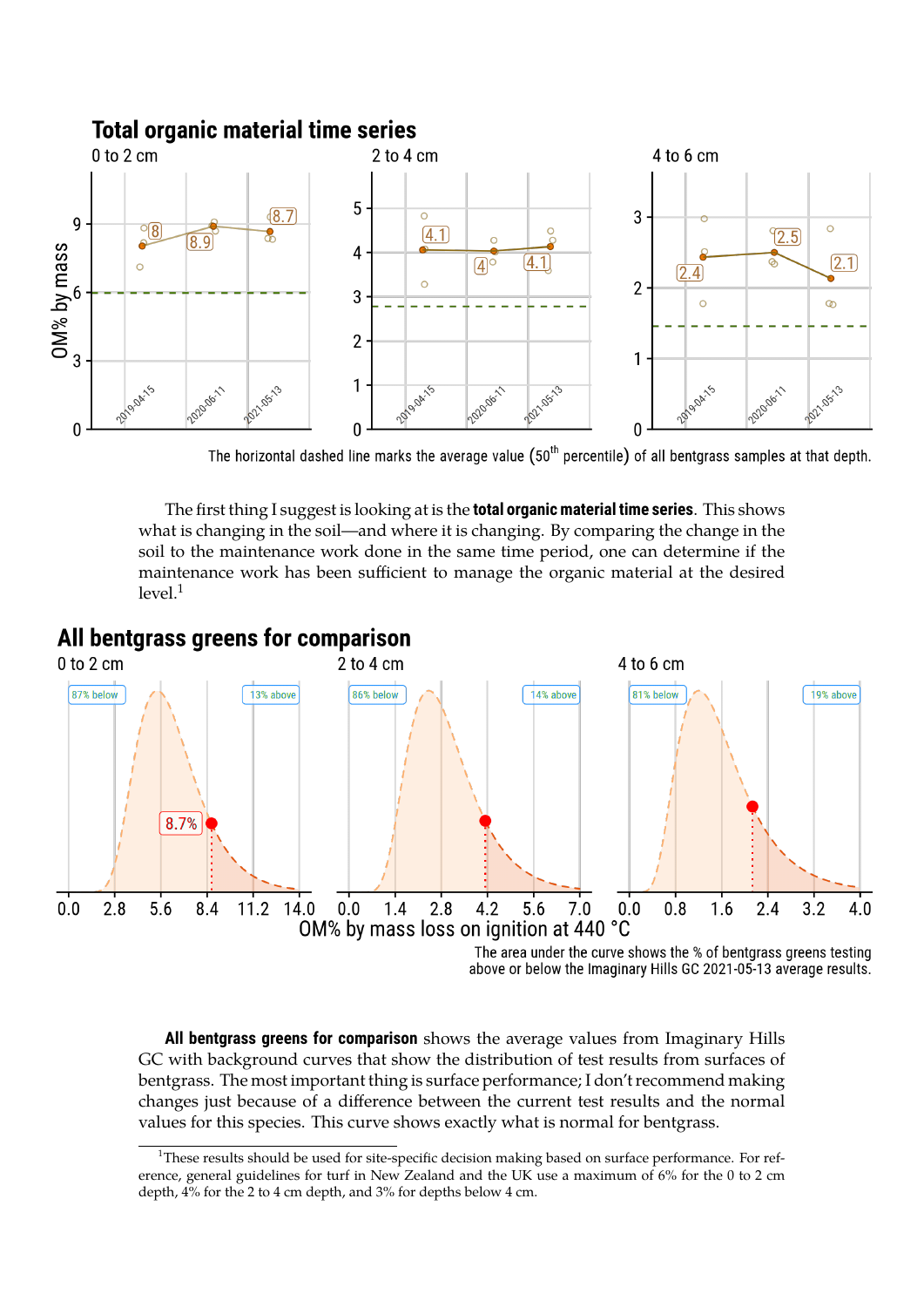## Total organic material time series

The horizontal dashed line marks the average value (50th percentile) of all bentgrass samples at that depth.

The first thing I suggest is looking at is the **total organic material time series**. This shows what is changing in the soil—and where it is changing. By comparing the change in the soil to the maintenance work done in the same time period, one can determine if the maintenance work has been sufficient to manage the organic material at the desired level.[1]

## All bentgrass greens for comparison

The area under the curve shows the % of bentgrass greens testing above or below the Imaginary Hills GC 2021-05-13 average results.

**All bentgrass greens for comparison** shows the average values from Imaginary Hills GC with background curves that show the distribution of test results from surfaces of bentgrass. The most important thing is surface performance; I don't recommend making changes just because of a difference between the current test results and the normal values for this species. This curve shows exactly what is normal for bentgrass.

[1]These results should be used for site-specific decision making based on surface performance. For reference, general guidelines for turf in New Zealand and the UK use a maximum of 6% for the 0 to 2 cm depth, 4% for the 2 to 4 cm depth, and 3% for depths below 4 cm.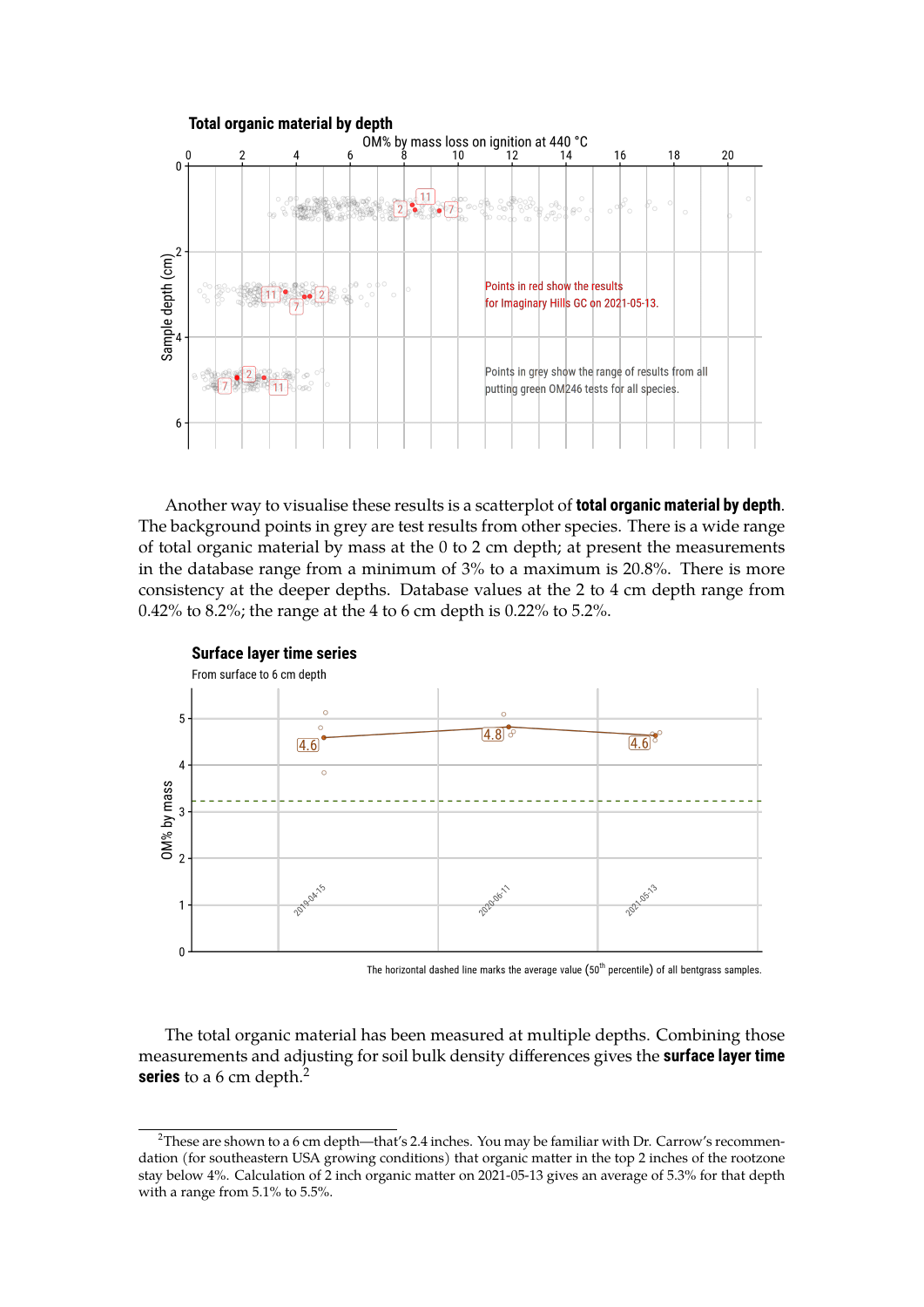**Total organic material by depth**

OM% by mass loss on ignition at 440 °C

0 2 4 6 8 10 12 14 16 18 20

Sample depth (cm)

0 2 4 6

11 2 7

11 2 7

2 7 11

Points in red show the results for Imaginary Hills GC on 2021-05-13.

Points in grey show the range of results from all putting green OM246 tests for all species.

Another way to visualise these results is a scatterplot of **total organic material by depth**. The background points in grey are test results from other species. There is a wide range of total organic material by mass at the 0 to 2 cm depth; at present the measurements in the database range from a minimum of 3% to a maximum is 20.8%. There is more consistency at the deeper depths. Database values at the 2 to 4 cm depth range from 0.42% to 8.2%; the range at the 4 to 6 cm depth is 0.22% to 5.2%.

**Surface layer time series**

From surface to 6 cm depth

OM% by mass

0 1 2 3 4 5

4.6 4.8 4.6

2019-04-15 2020-06-11 2021-05-13

The horizontal dashed line marks the average value (50th percentile) of all bentgrass samples.

The total organic material has been measured at multiple depths. Combining those measurements and adjusting for soil bulk density differences gives the **surface layer time series** to a 6 cm depth.[2]

[2] These are shown to a 6 cm depth—that's 2.4 inches. You may be familiar with Dr. Carrow's recommendation (for southeastern USA growing conditions) that organic matter in the top 2 inches of the rootzone stay below 4%. Calculation of 2 inch organic matter on 2021-05-13 gives an average of 5.3% for that depth with a range from 5.1% to 5.5%.